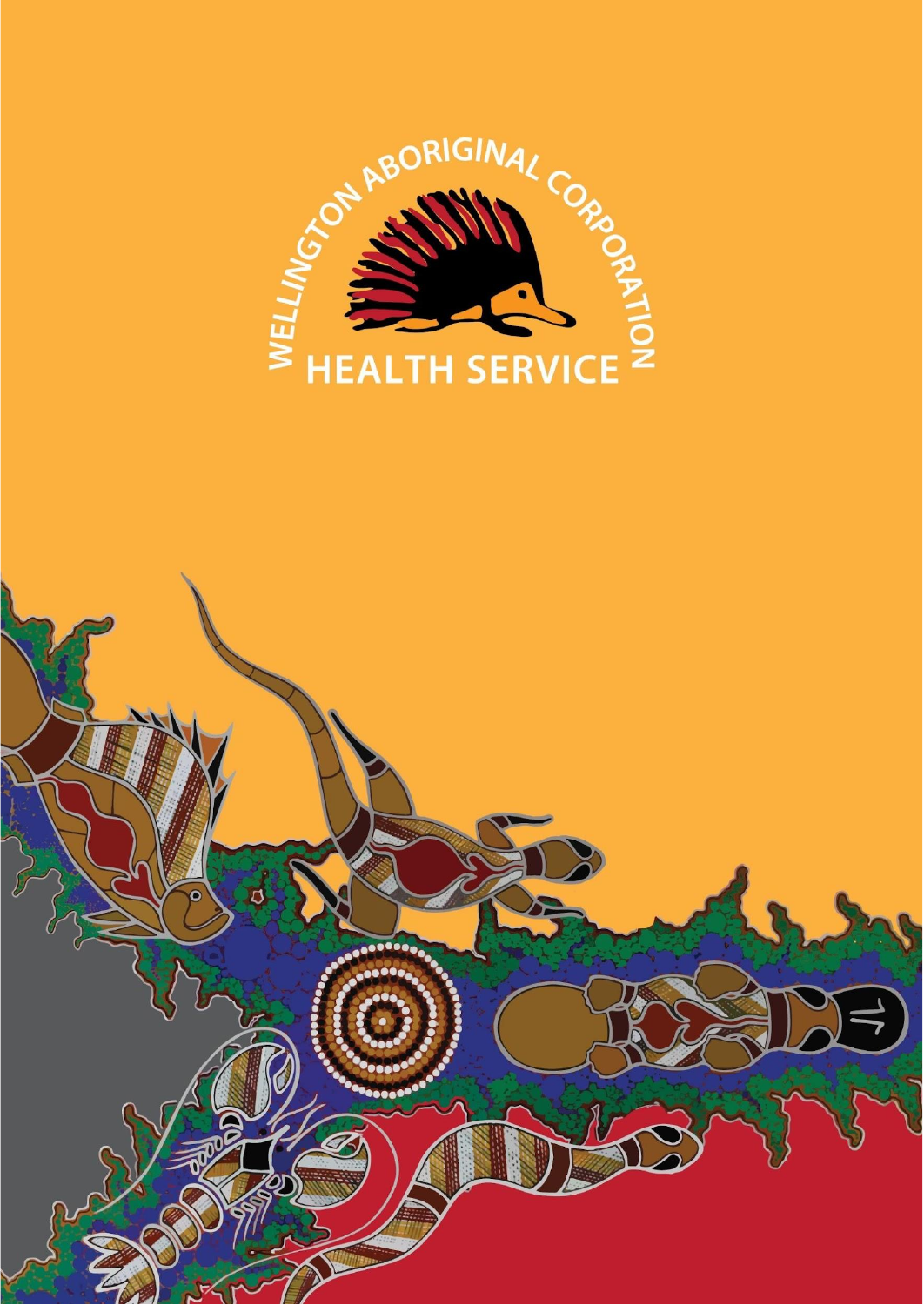WELLINGTON ABORIGINAL CORPORATION

HEALTH SERVICE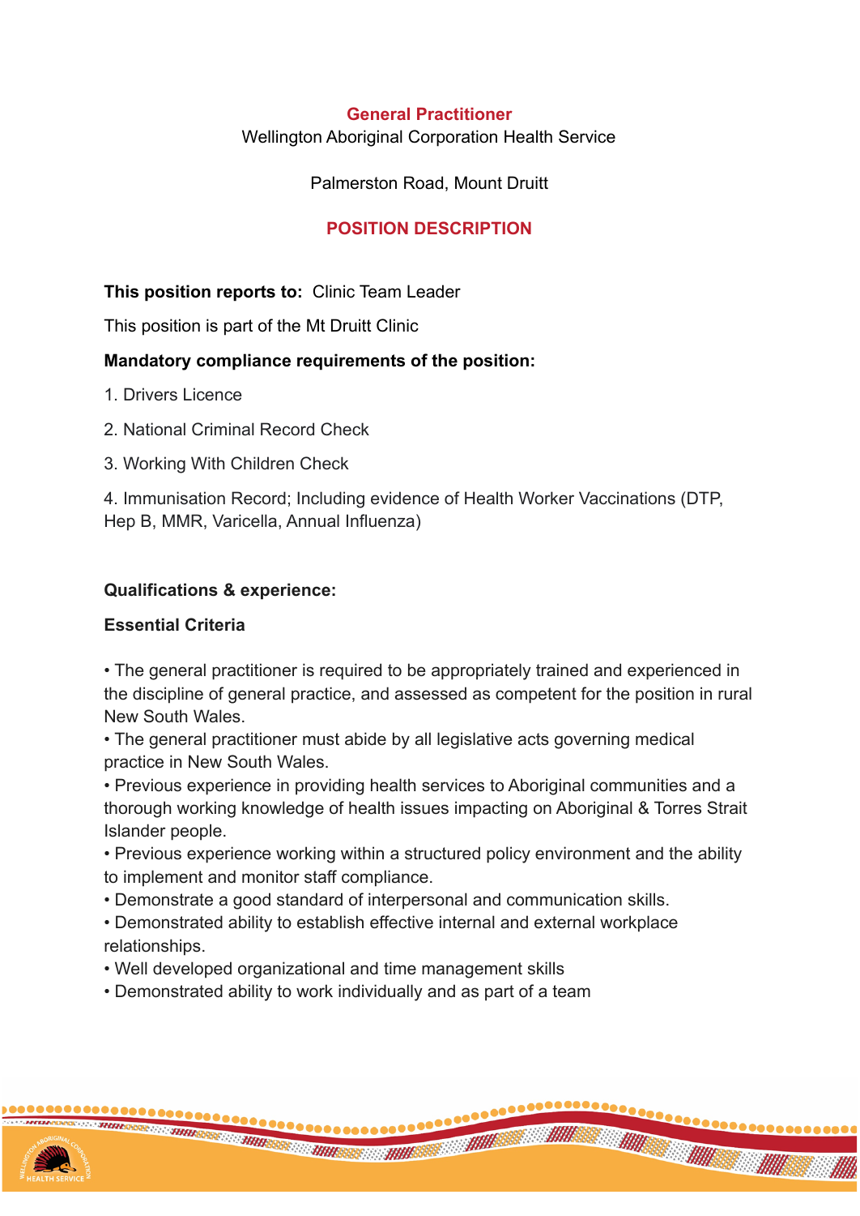**General Practitioner**

Wellington Aboriginal Corporation Health Service

Palmerston Road, Mount Druitt

**POSITION DESCRIPTION**

**This position reports to:** Clinic Team Leader

This position is part of the Mt Druitt Clinic

**Mandatory compliance requirements of the position:**

1. Drivers Licence

2. National Criminal Record Check

3. Working With Children Check

4. Immunisation Record; Including evidence of Health Worker Vaccinations (DTP, Hep B, MMR, Varicella, Annual Influenza)

**Qualifications & experience:**

**Essential Criteria**

- The general practitioner is required to be appropriately trained and experienced in the discipline of general practice, and assessed as competent for the position in rural New South Wales.
- The general practitioner must abide by all legislative acts governing medical practice in New South Wales.
- Previous experience in providing health services to Aboriginal communities and a thorough working knowledge of health issues impacting on Aboriginal & Torres Strait Islander people.
- Previous experience working within a structured policy environment and the ability to implement and monitor staff compliance.
- Demonstrate a good standard of interpersonal and communication skills.
- Demonstrated ability to establish effective internal and external workplace relationships.
- Well developed organizational and time management skills
- Demonstrated ability to work individually and as part of a team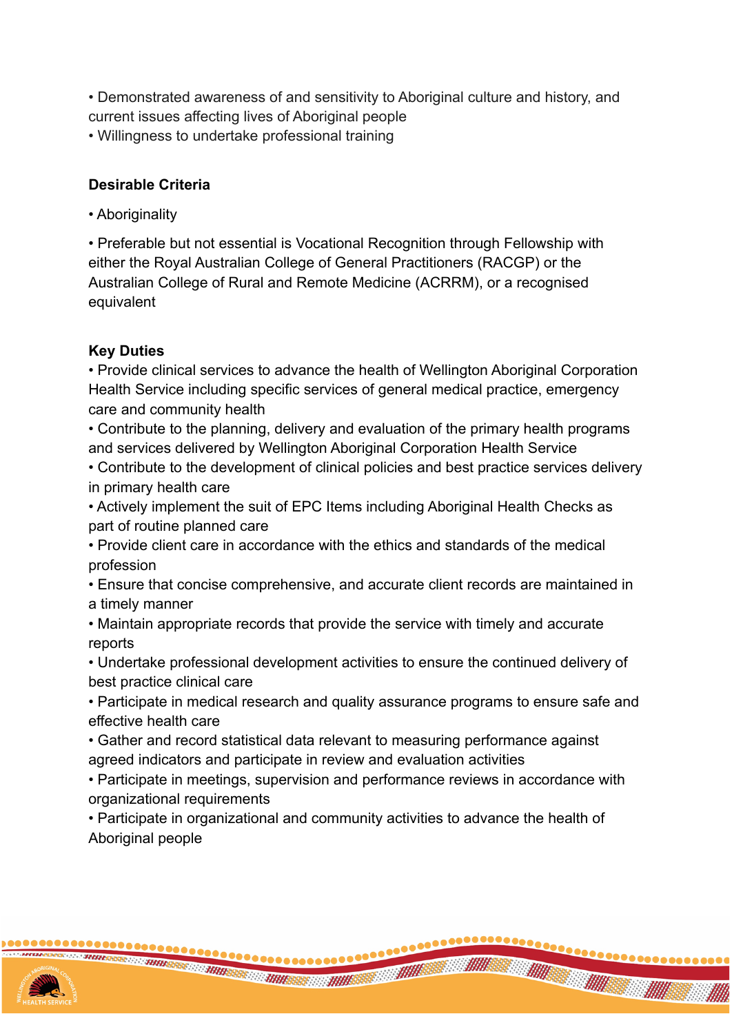- Demonstrated awareness of and sensitivity to Aboriginal culture and history, and current issues affecting lives of Aboriginal people
- Willingness to undertake professional training

**Desirable Criteria**

- Aboriginality

- Preferable but not essential is Vocational Recognition through Fellowship with either the Royal Australian College of General Practitioners (RACGP) or the Australian College of Rural and Remote Medicine (ACRRM), or a recognised equivalent

**Key Duties**

- Provide clinical services to advance the health of Wellington Aboriginal Corporation Health Service including specific services of general medical practice, emergency care and community health
- Contribute to the planning, delivery and evaluation of the primary health programs and services delivered by Wellington Aboriginal Corporation Health Service
- Contribute to the development of clinical policies and best practice services delivery in primary health care
- Actively implement the suit of EPC Items including Aboriginal Health Checks as part of routine planned care
- Provide client care in accordance with the ethics and standards of the medical profession
- Ensure that concise comprehensive, and accurate client records are maintained in a timely manner
- Maintain appropriate records that provide the service with timely and accurate reports
- Undertake professional development activities to ensure the continued delivery of best practice clinical care
- Participate in medical research and quality assurance programs to ensure safe and effective health care
- Gather and record statistical data relevant to measuring performance against agreed indicators and participate in review and evaluation activities
- Participate in meetings, supervision and performance reviews in accordance with organizational requirements
- Participate in organizational and community activities to advance the health of Aboriginal people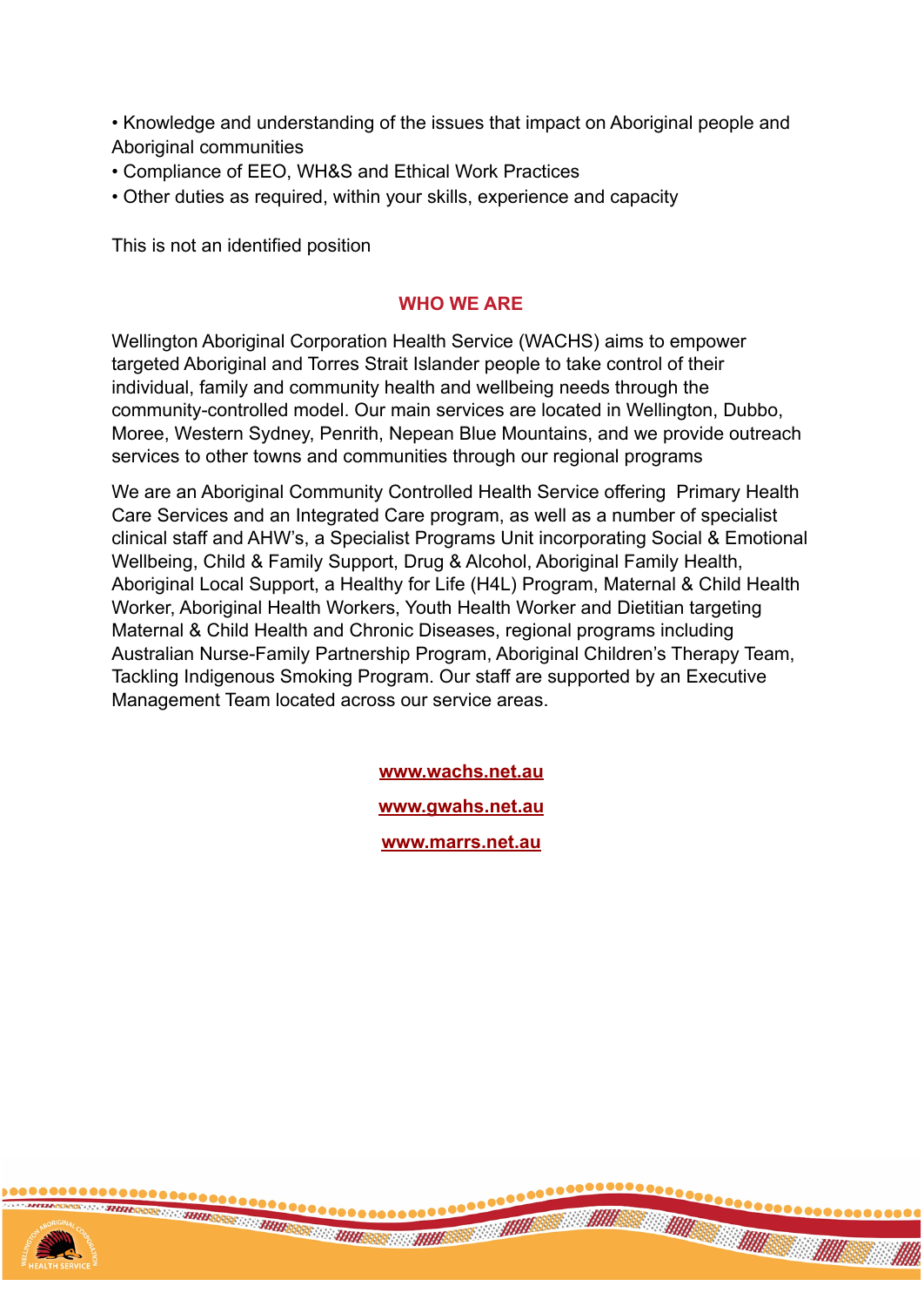- Knowledge and understanding of the issues that impact on Aboriginal people and Aboriginal communities
- Compliance of EEO, WH&S and Ethical Work Practices
- Other duties as required, within your skills, experience and capacity

This is not an identified position

## WHO WE ARE

Wellington Aboriginal Corporation Health Service (WACHS) aims to empower targeted Aboriginal and Torres Strait Islander people to take control of their individual, family and community health and wellbeing needs through the community-controlled model. Our main services are located in Wellington, Dubbo, Moree, Western Sydney, Penrith, Nepean Blue Mountains, and we provide outreach services to other towns and communities through our regional programs

We are an Aboriginal Community Controlled Health Service offering Primary Health Care Services and an Integrated Care program, as well as a number of specialist clinical staff and AHW's, a Specialist Programs Unit incorporating Social & Emotional Wellbeing, Child & Family Support, Drug & Alcohol, Aboriginal Family Health, Aboriginal Local Support, a Healthy for Life (H4L) Program, Maternal & Child Health Worker, Aboriginal Health Workers, Youth Health Worker and Dietitian targeting Maternal & Child Health and Chronic Diseases, regional programs including Australian Nurse-Family Partnership Program, Aboriginal Children's Therapy Team, Tackling Indigenous Smoking Program. Our staff are supported by an Executive Management Team located across our service areas.

**www.wachs.net.au**

**www.gwahs.net.au**

**www.marrs.net.au**